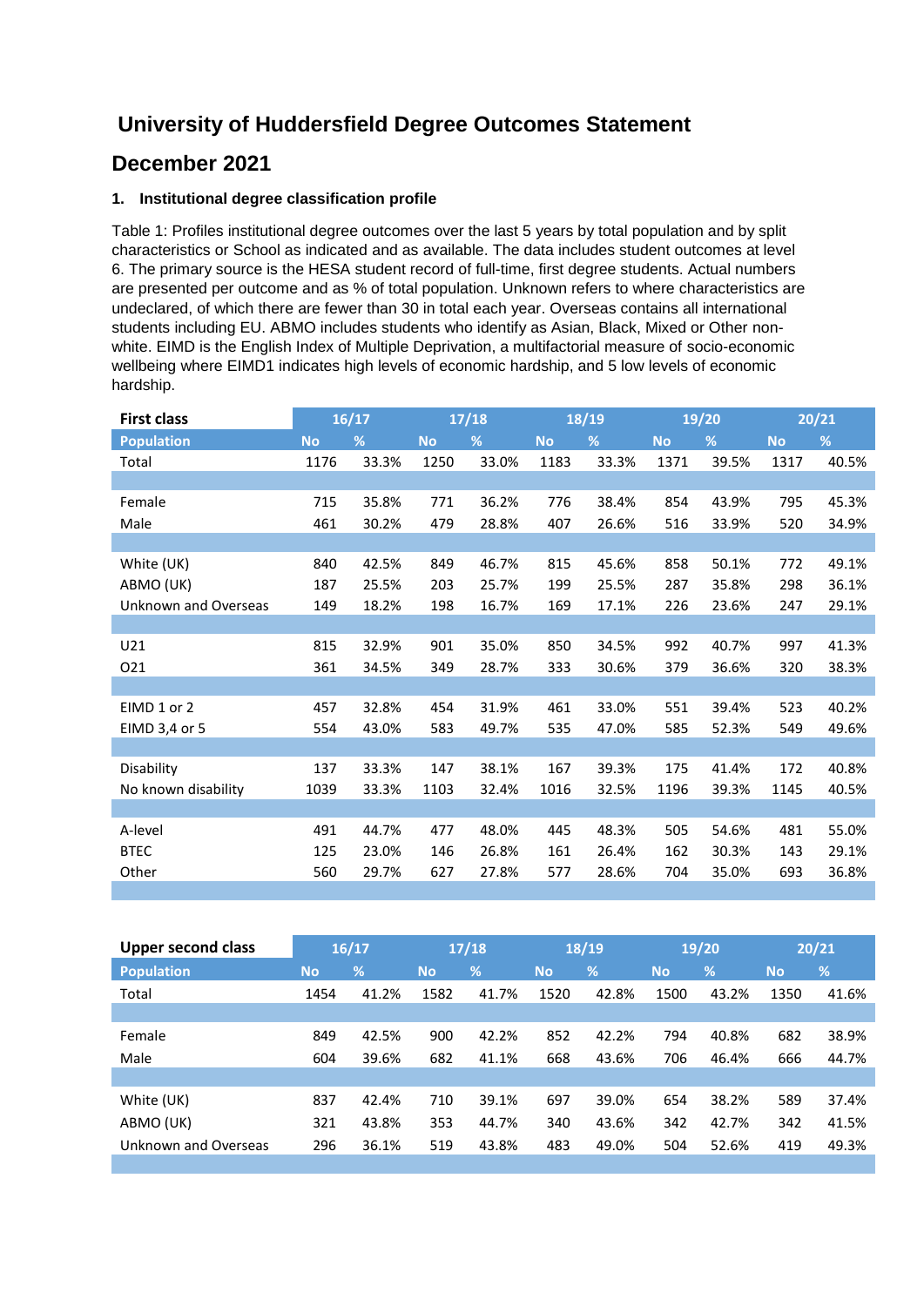# University of Huddersfield Degree Outcomes Statement

## December 2021

### 1. Institutional degree classification profile

Table 1: Profiles institutional degree outcomes over the last 5 years by total population and by split characteristics or School as indicated and as available. The data includes student outcomes at level 6. The primary source is the HESA student record of full-time, first degree students. Actual numbers are presented per outcome and as % of total population. Unknown refers to where characteristics are undeclared, of which there are fewer than 30 in total each year. Overseas contains all international students including EU. ABMO includes students who identify as Asian, Black, Mixed or Other non-white. EIMD is the English Index of Multiple Deprivation, a multifactorial measure of socio-economic wellbeing where EIMD1 indicates high levels of economic hardship, and 5 low levels of economic hardship.

| First class | 16/17 | | 17/18 | | 18/19 | | 19/20 | | 20/21 | |
|---|---|---|---|---|---|---|---|---|---|---|
| Population | No | % | No | % | No | % | No | % | No | % |
| Total | 1176 | 33.3% | 1250 | 33.0% | 1183 | 33.3% | 1371 | 39.5% | 1317 | 40.5% |
| | | | | | | | | | | |
| Female | 715 | 35.8% | 771 | 36.2% | 776 | 38.4% | 854 | 43.9% | 795 | 45.3% |
| Male | 461 | 30.2% | 479 | 28.8% | 407 | 26.6% | 516 | 33.9% | 520 | 34.9% |
| | | | | | | | | | | |
| White (UK) | 840 | 42.5% | 849 | 46.7% | 815 | 45.6% | 858 | 50.1% | 772 | 49.1% |
| ABMO (UK) | 187 | 25.5% | 203 | 25.7% | 199 | 25.5% | 287 | 35.8% | 298 | 36.1% |
| Unknown and Overseas | 149 | 18.2% | 198 | 16.7% | 169 | 17.1% | 226 | 23.6% | 247 | 29.1% |
| | | | | | | | | | | |
| U21 | 815 | 32.9% | 901 | 35.0% | 850 | 34.5% | 992 | 40.7% | 997 | 41.3% |
| O21 | 361 | 34.5% | 349 | 28.7% | 333 | 30.6% | 379 | 36.6% | 320 | 38.3% |
| | | | | | | | | | | |
| EIMD 1 or 2 | 457 | 32.8% | 454 | 31.9% | 461 | 33.0% | 551 | 39.4% | 523 | 40.2% |
| EIMD 3,4 or 5 | 554 | 43.0% | 583 | 49.7% | 535 | 47.0% | 585 | 52.3% | 549 | 49.6% |
| | | | | | | | | | | |
| Disability | 137 | 33.3% | 147 | 38.1% | 167 | 39.3% | 175 | 41.4% | 172 | 40.8% |
| No known disability | 1039 | 33.3% | 1103 | 32.4% | 1016 | 32.5% | 1196 | 39.3% | 1145 | 40.5% |
| | | | | | | | | | | |
| A-level | 491 | 44.7% | 477 | 48.0% | 445 | 48.3% | 505 | 54.6% | 481 | 55.0% |
| BTEC | 125 | 23.0% | 146 | 26.8% | 161 | 26.4% | 162 | 30.3% | 143 | 29.1% |
| Other | 560 | 29.7% | 627 | 27.8% | 577 | 28.6% | 704 | 35.0% | 693 | 36.8% |

| Upper second class | 16/17 | | 17/18 | | 18/19 | | 19/20 | | 20/21 | |
|---|---|---|---|---|---|---|---|---|---|---|
| Population | No | % | No | % | No | % | No | % | No | % |
| Total | 1454 | 41.2% | 1582 | 41.7% | 1520 | 42.8% | 1500 | 43.2% | 1350 | 41.6% |
| | | | | | | | | | | |
| Female | 849 | 42.5% | 900 | 42.2% | 852 | 42.2% | 794 | 40.8% | 682 | 38.9% |
| Male | 604 | 39.6% | 682 | 41.1% | 668 | 43.6% | 706 | 46.4% | 666 | 44.7% |
| | | | | | | | | | | |
| White (UK) | 837 | 42.4% | 710 | 39.1% | 697 | 39.0% | 654 | 38.2% | 589 | 37.4% |
| ABMO (UK) | 321 | 43.8% | 353 | 44.7% | 340 | 43.6% | 342 | 42.7% | 342 | 41.5% |
| Unknown and Overseas | 296 | 36.1% | 519 | 43.8% | 483 | 49.0% | 504 | 52.6% | 419 | 49.3% |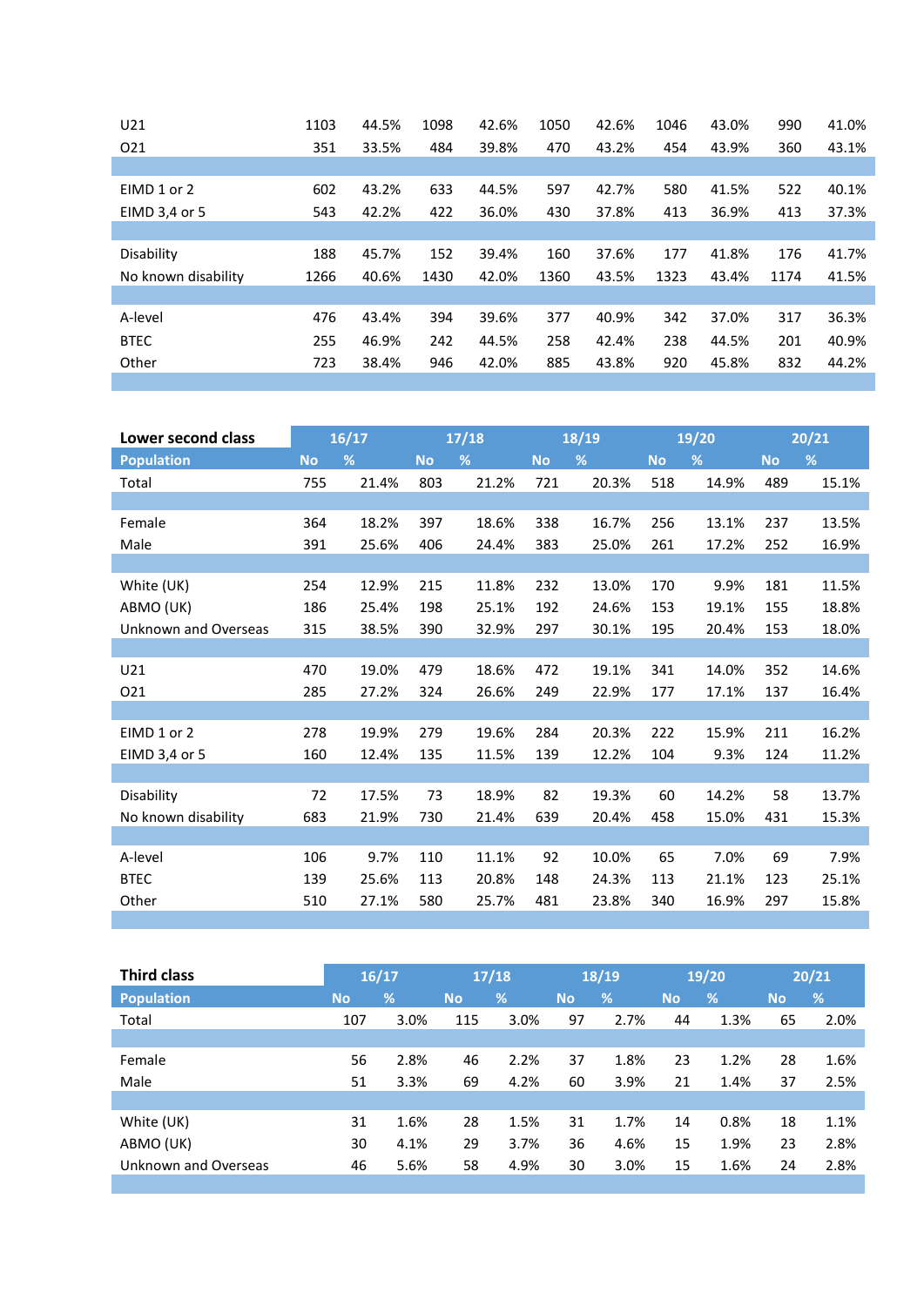| | | | | | | | | | | |
|---|---|---|---|---|---|---|---|---|---|---|
| U21 | 1103 | 44.5% | 1098 | 42.6% | 1050 | 42.6% | 1046 | 43.0% | 990 | 41.0% |
| O21 | 351 | 33.5% | 484 | 39.8% | 470 | 43.2% | 454 | 43.9% | 360 | 43.1% |
| | | | | | | | | | | |
| EIMD 1 or 2 | 602 | 43.2% | 633 | 44.5% | 597 | 42.7% | 580 | 41.5% | 522 | 40.1% |
| EIMD 3,4 or 5 | 543 | 42.2% | 422 | 36.0% | 430 | 37.8% | 413 | 36.9% | 413 | 37.3% |
| | | | | | | | | | | |
| Disability | 188 | 45.7% | 152 | 39.4% | 160 | 37.6% | 177 | 41.8% | 176 | 41.7% |
| No known disability | 1266 | 40.6% | 1430 | 42.0% | 1360 | 43.5% | 1323 | 43.4% | 1174 | 41.5% |
| | | | | | | | | | | |
| A-level | 476 | 43.4% | 394 | 39.6% | 377 | 40.9% | 342 | 37.0% | 317 | 36.3% |
| BTEC | 255 | 46.9% | 242 | 44.5% | 258 | 42.4% | 238 | 44.5% | 201 | 40.9% |
| Other | 723 | 38.4% | 946 | 42.0% | 885 | 43.8% | 920 | 45.8% | 832 | 44.2% |

| **Lower second class** | 16/17 | | 17/18 | | 18/19 | | 19/20 | | 20/21 | |
|---|---|---|---|---|---|---|---|---|---|---|
| **Population** | No | % | No | % | No | % | No | % | No | % |
| Total | 755 | 21.4% | 803 | 21.2% | 721 | 20.3% | 518 | 14.9% | 489 | 15.1% |
| | | | | | | | | | | |
| Female | 364 | 18.2% | 397 | 18.6% | 338 | 16.7% | 256 | 13.1% | 237 | 13.5% |
| Male | 391 | 25.6% | 406 | 24.4% | 383 | 25.0% | 261 | 17.2% | 252 | 16.9% |
| | | | | | | | | | | |
| White (UK) | 254 | 12.9% | 215 | 11.8% | 232 | 13.0% | 170 | 9.9% | 181 | 11.5% |
| ABMO (UK) | 186 | 25.4% | 198 | 25.1% | 192 | 24.6% | 153 | 19.1% | 155 | 18.8% |
| Unknown and Overseas | 315 | 38.5% | 390 | 32.9% | 297 | 30.1% | 195 | 20.4% | 153 | 18.0% |
| | | | | | | | | | | |
| U21 | 470 | 19.0% | 479 | 18.6% | 472 | 19.1% | 341 | 14.0% | 352 | 14.6% |
| O21 | 285 | 27.2% | 324 | 26.6% | 249 | 22.9% | 177 | 17.1% | 137 | 16.4% |
| | | | | | | | | | | |
| EIMD 1 or 2 | 278 | 19.9% | 279 | 19.6% | 284 | 20.3% | 222 | 15.9% | 211 | 16.2% |
| EIMD 3,4 or 5 | 160 | 12.4% | 135 | 11.5% | 139 | 12.2% | 104 | 9.3% | 124 | 11.2% |
| | | | | | | | | | | |
| Disability | 72 | 17.5% | 73 | 18.9% | 82 | 19.3% | 60 | 14.2% | 58 | 13.7% |
| No known disability | 683 | 21.9% | 730 | 21.4% | 639 | 20.4% | 458 | 15.0% | 431 | 15.3% |
| | | | | | | | | | | |
| A-level | 106 | 9.7% | 110 | 11.1% | 92 | 10.0% | 65 | 7.0% | 69 | 7.9% |
| BTEC | 139 | 25.6% | 113 | 20.8% | 148 | 24.3% | 113 | 21.1% | 123 | 25.1% |
| Other | 510 | 27.1% | 580 | 25.7% | 481 | 23.8% | 340 | 16.9% | 297 | 15.8% |

| **Third class** | 16/17 | | 17/18 | | 18/19 | | 19/20 | | 20/21 | |
|---|---|---|---|---|---|---|---|---|---|---|
| **Population** | No | % | No | % | No | % | No | % | No | % |
| Total | 107 | 3.0% | 115 | 3.0% | 97 | 2.7% | 44 | 1.3% | 65 | 2.0% |
| | | | | | | | | | | |
| Female | 56 | 2.8% | 46 | 2.2% | 37 | 1.8% | 23 | 1.2% | 28 | 1.6% |
| Male | 51 | 3.3% | 69 | 4.2% | 60 | 3.9% | 21 | 1.4% | 37 | 2.5% |
| | | | | | | | | | | |
| White (UK) | 31 | 1.6% | 28 | 1.5% | 31 | 1.7% | 14 | 0.8% | 18 | 1.1% |
| ABMO (UK) | 30 | 4.1% | 29 | 3.7% | 36 | 4.6% | 15 | 1.9% | 23 | 2.8% |
| Unknown and Overseas | 46 | 5.6% | 58 | 4.9% | 30 | 3.0% | 15 | 1.6% | 24 | 2.8% |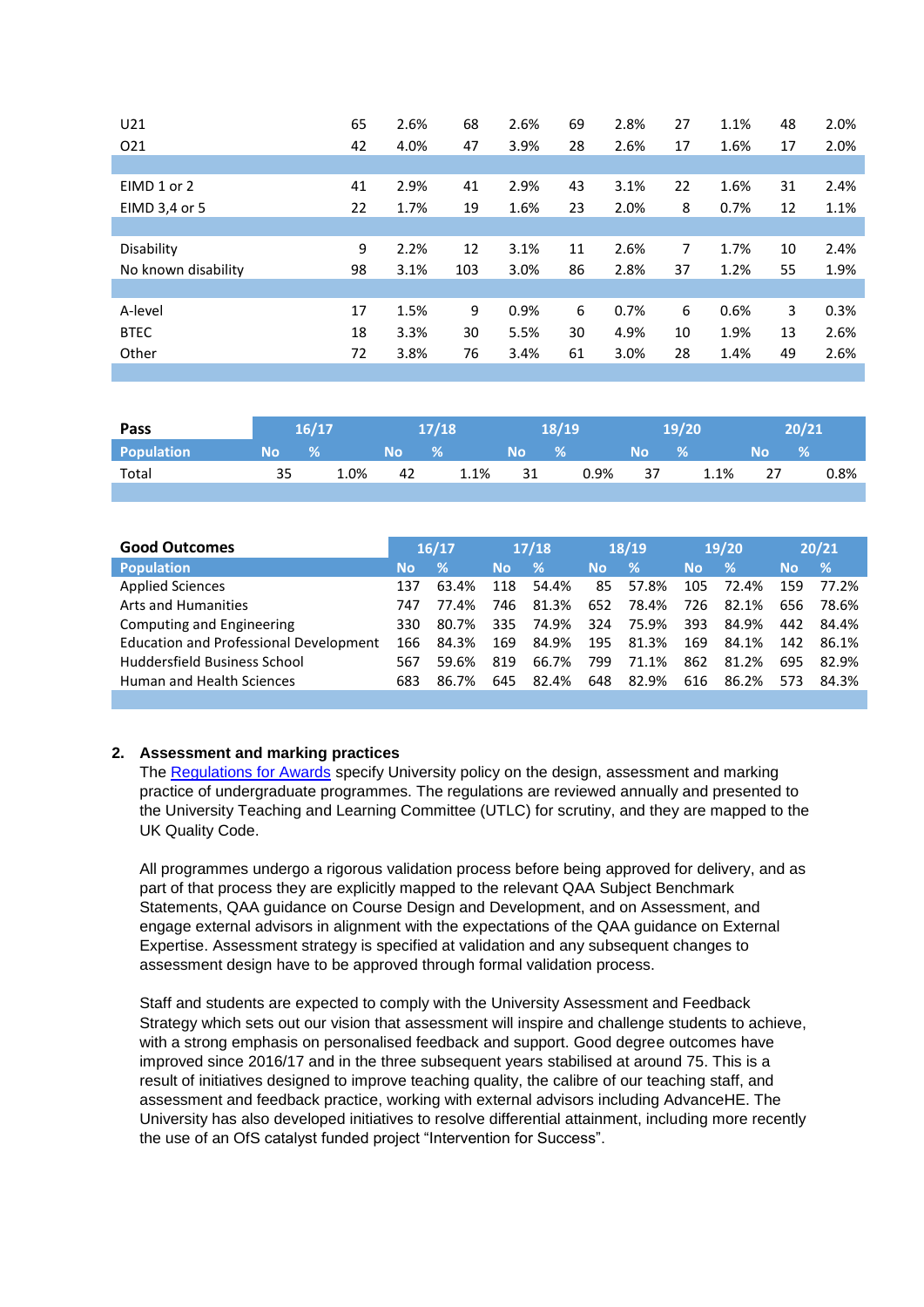| | | | | | | | | | | |
|---|---|---|---|---|---|---|---|---|---|---|
| U21 | 65 | 2.6% | 68 | 2.6% | 69 | 2.8% | 27 | 1.1% | 48 | 2.0% |
| O21 | 42 | 4.0% | 47 | 3.9% | 28 | 2.6% | 17 | 1.6% | 17 | 2.0% |
| | | | | | | | | | | |
| EIMD 1 or 2 | 41 | 2.9% | 41 | 2.9% | 43 | 3.1% | 22 | 1.6% | 31 | 2.4% |
| EIMD 3,4 or 5 | 22 | 1.7% | 19 | 1.6% | 23 | 2.0% | 8 | 0.7% | 12 | 1.1% |
| | | | | | | | | | | |
| Disability | 9 | 2.2% | 12 | 3.1% | 11 | 2.6% | 7 | 1.7% | 10 | 2.4% |
| No known disability | 98 | 3.1% | 103 | 3.0% | 86 | 2.8% | 37 | 1.2% | 55 | 1.9% |
| | | | | | | | | | | |
| A-level | 17 | 1.5% | 9 | 0.9% | 6 | 0.7% | 6 | 0.6% | 3 | 0.3% |
| BTEC | 18 | 3.3% | 30 | 5.5% | 30 | 4.9% | 10 | 1.9% | 13 | 2.6% |
| Other | 72 | 3.8% | 76 | 3.4% | 61 | 3.0% | 28 | 1.4% | 49 | 2.6% |

| **Pass** | 16/17 | | 17/18 | | 18/19 | | 19/20 | | 20/21 | |
|---|---|---|---|---|---|---|---|---|---|---|
| **Population** | **No** | **%** | **No** | **%** | **No** | **%** | **No** | **%** | **No** | **%** |
| Total | 35 | 1.0% | 42 | 1.1% | 31 | 0.9% | 37 | 1.1% | 27 | 0.8% |

| **Good Outcomes** | 16/17 | | 17/18 | | 18/19 | | 19/20 | | 20/21 | |
|---|---|---|---|---|---|---|---|---|---|---|
| **Population** | **No** | **%** | **No** | **%** | **No** | **%** | **No** | **%** | **No** | **%** |
| Applied Sciences | 137 | 63.4% | 118 | 54.4% | 85 | 57.8% | 105 | 72.4% | 159 | 77.2% |
| Arts and Humanities | 747 | 77.4% | 746 | 81.3% | 652 | 78.4% | 726 | 82.1% | 656 | 78.6% |
| Computing and Engineering | 330 | 80.7% | 335 | 74.9% | 324 | 75.9% | 393 | 84.9% | 442 | 84.4% |
| Education and Professional Development | 166 | 84.3% | 169 | 84.9% | 195 | 81.3% | 169 | 84.1% | 142 | 86.1% |
| Huddersfield Business School | 567 | 59.6% | 819 | 66.7% | 799 | 71.1% | 862 | 81.2% | 695 | 82.9% |
| Human and Health Sciences | 683 | 86.7% | 645 | 82.4% | 648 | 82.9% | 616 | 86.2% | 573 | 84.3% |

**2. Assessment and marking practices**

The Regulations for Awards specify University policy on the design, assessment and marking practice of undergraduate programmes. The regulations are reviewed annually and presented to the University Teaching and Learning Committee (UTLC) for scrutiny, and they are mapped to the UK Quality Code.

All programmes undergo a rigorous validation process before being approved for delivery, and as part of that process they are explicitly mapped to the relevant QAA Subject Benchmark Statements, QAA guidance on Course Design and Development, and on Assessment, and engage external advisors in alignment with the expectations of the QAA guidance on External Expertise. Assessment strategy is specified at validation and any subsequent changes to assessment design have to be approved through formal validation process.

Staff and students are expected to comply with the University Assessment and Feedback Strategy which sets out our vision that assessment will inspire and challenge students to achieve, with a strong emphasis on personalised feedback and support. Good degree outcomes have improved since 2016/17 and in the three subsequent years stabilised at around 75. This is a result of initiatives designed to improve teaching quality, the calibre of our teaching staff, and assessment and feedback practice, working with external advisors including AdvanceHE. The University has also developed initiatives to resolve differential attainment, including more recently the use of an OfS catalyst funded project "Intervention for Success".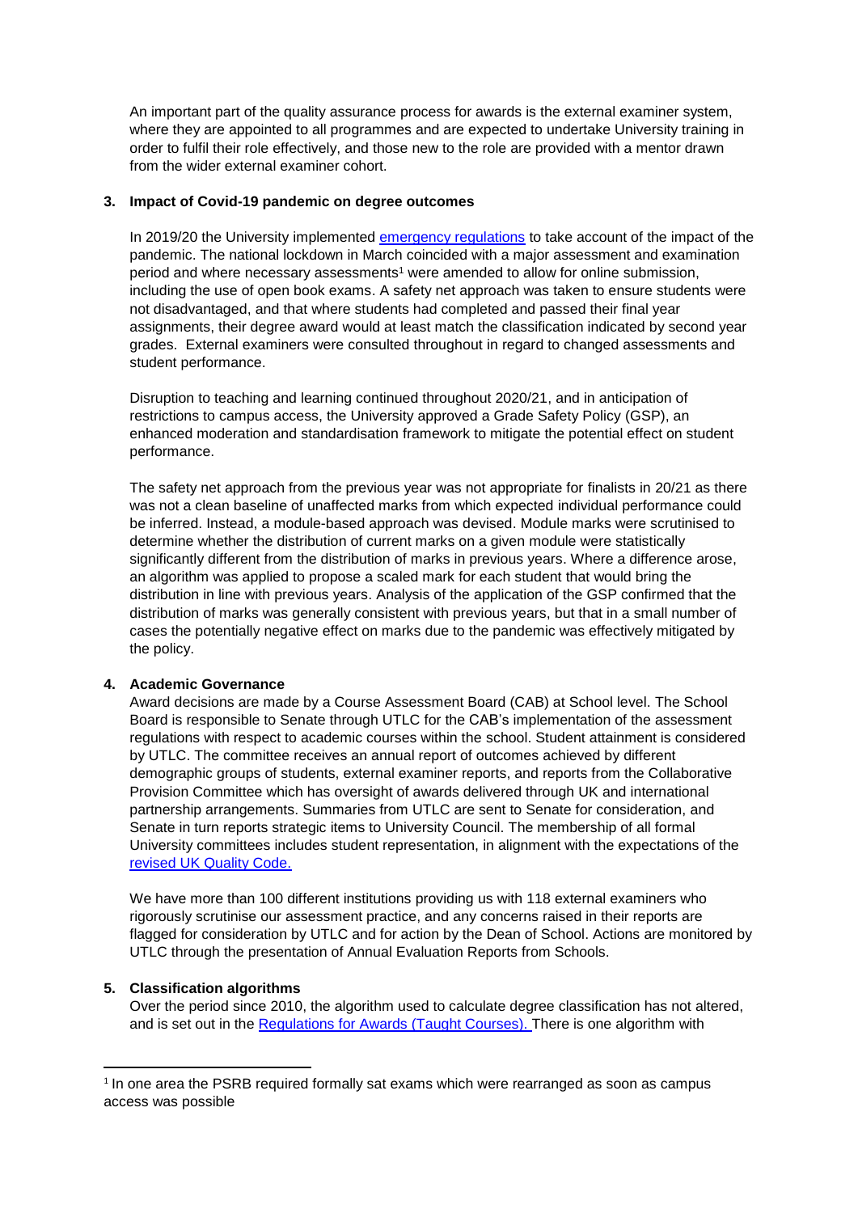An important part of the quality assurance process for awards is the external examiner system, where they are appointed to all programmes and are expected to undertake University training in order to fulfil their role effectively, and those new to the role are provided with a mentor drawn from the wider external examiner cohort.

## 3. Impact of Covid-19 pandemic on degree outcomes

In 2019/20 the University implemented [emergency regulations](#) to take account of the impact of the pandemic. The national lockdown in March coincided with a major assessment and examination period and where necessary assessments[1] were amended to allow for online submission, including the use of open book exams. A safety net approach was taken to ensure students were not disadvantaged, and that where students had completed and passed their final year assignments, their degree award would at least match the classification indicated by second year grades. External examiners were consulted throughout in regard to changed assessments and student performance.

Disruption to teaching and learning continued throughout 2020/21, and in anticipation of restrictions to campus access, the University approved a Grade Safety Policy (GSP), an enhanced moderation and standardisation framework to mitigate the potential effect on student performance.

The safety net approach from the previous year was not appropriate for finalists in 20/21 as there was not a clean baseline of unaffected marks from which expected individual performance could be inferred. Instead, a module-based approach was devised. Module marks were scrutinised to determine whether the distribution of current marks on a given module were statistically significantly different from the distribution of marks in previous years. Where a difference arose, an algorithm was applied to propose a scaled mark for each student that would bring the distribution in line with previous years. Analysis of the application of the GSP confirmed that the distribution of marks was generally consistent with previous years, but that in a small number of cases the potentially negative effect on marks due to the pandemic was effectively mitigated by the policy.

## 4. Academic Governance

Award decisions are made by a Course Assessment Board (CAB) at School level. The School Board is responsible to Senate through UTLC for the CAB's implementation of the assessment regulations with respect to academic courses within the school. Student attainment is considered by UTLC. The committee receives an annual report of outcomes achieved by different demographic groups of students, external examiner reports, and reports from the Collaborative Provision Committee which has oversight of awards delivered through UK and international partnership arrangements. Summaries from UTLC are sent to Senate for consideration, and Senate in turn reports strategic items to University Council. The membership of all formal University committees includes student representation, in alignment with the expectations of the [revised UK Quality Code.](#)

We have more than 100 different institutions providing us with 118 external examiners who rigorously scrutinise our assessment practice, and any concerns raised in their reports are flagged for consideration by UTLC and for action by the Dean of School. Actions are monitored by UTLC through the presentation of Annual Evaluation Reports from Schools.

## 5. Classification algorithms

Over the period since 2010, the algorithm used to calculate degree classification has not altered, and is set out in the [Regulations for Awards (Taught Courses).](#) There is one algorithm with

[1] In one area the PSRB required formally sat exams which were rearranged as soon as campus access was possible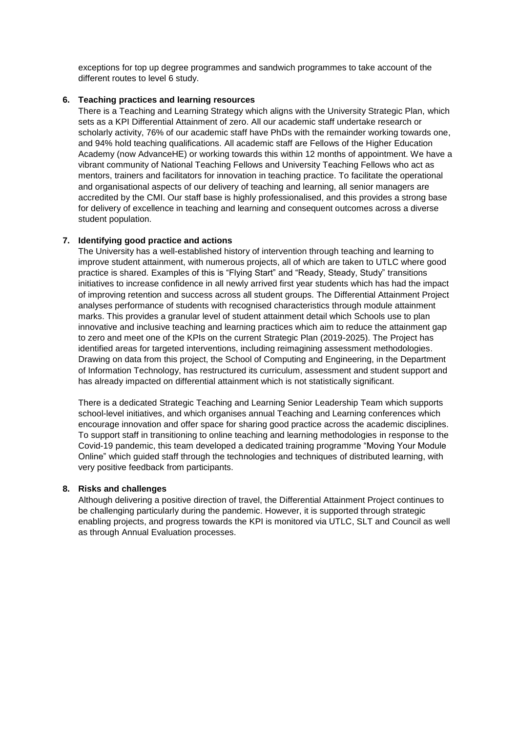exceptions for top up degree programmes and sandwich programmes to take account of the different routes to level 6 study.

**6. Teaching practices and learning resources**

There is a Teaching and Learning Strategy which aligns with the University Strategic Plan, which sets as a KPI Differential Attainment of zero. All our academic staff undertake research or scholarly activity, 76% of our academic staff have PhDs with the remainder working towards one, and 94% hold teaching qualifications. All academic staff are Fellows of the Higher Education Academy (now AdvanceHE) or working towards this within 12 months of appointment. We have a vibrant community of National Teaching Fellows and University Teaching Fellows who act as mentors, trainers and facilitators for innovation in teaching practice. To facilitate the operational and organisational aspects of our delivery of teaching and learning, all senior managers are accredited by the CMI. Our staff base is highly professionalised, and this provides a strong base for delivery of excellence in teaching and learning and consequent outcomes across a diverse student population.

**7. Identifying good practice and actions**

The University has a well-established history of intervention through teaching and learning to improve student attainment, with numerous projects, all of which are taken to UTLC where good practice is shared. Examples of this is "Flying Start" and "Ready, Steady, Study" transitions initiatives to increase confidence in all newly arrived first year students which has had the impact of improving retention and success across all student groups. The Differential Attainment Project analyses performance of students with recognised characteristics through module attainment marks. This provides a granular level of student attainment detail which Schools use to plan innovative and inclusive teaching and learning practices which aim to reduce the attainment gap to zero and meet one of the KPIs on the current Strategic Plan (2019-2025). The Project has identified areas for targeted interventions, including reimagining assessment methodologies. Drawing on data from this project, the School of Computing and Engineering, in the Department of Information Technology, has restructured its curriculum, assessment and student support and has already impacted on differential attainment which is not statistically significant.

There is a dedicated Strategic Teaching and Learning Senior Leadership Team which supports school-level initiatives, and which organises annual Teaching and Learning conferences which encourage innovation and offer space for sharing good practice across the academic disciplines. To support staff in transitioning to online teaching and learning methodologies in response to the Covid-19 pandemic, this team developed a dedicated training programme "Moving Your Module Online" which guided staff through the technologies and techniques of distributed learning, with very positive feedback from participants.

**8. Risks and challenges**

Although delivering a positive direction of travel, the Differential Attainment Project continues to be challenging particularly during the pandemic. However, it is supported through strategic enabling projects, and progress towards the KPI is monitored via UTLC, SLT and Council as well as through Annual Evaluation processes.